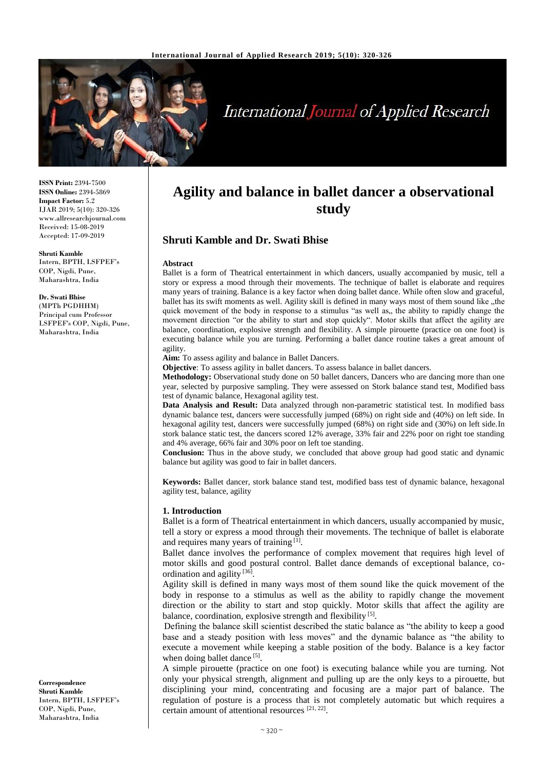# Agility and balance in ballet dancer a observational study

## Shruti Kamble and Dr. Swati Bhise

**ISSN Print:** 2394-7500
**ISSN Online:** 2394-5869
**Impact Factor:** 5.2
IJAR 2019; 5(10): 320-326
www.allresearchjournal.com
Received: 15-08-2019
Accepted: 17-09-2019

**Shruti Kamble**
Intern, BPTH, LSFPEF's COP, Nigdi, Pune, Maharashtra, India

**Dr. Swati Bhise**
(MPTh PGDHHM)
Principal cum Professor LSFPEF's COP, Nigdi, Pune, Maharashtra, India

**Correspondence**
**Shruti Kamble**
Intern, BPTH, LSFPEF's COP, Nigdi, Pune, Maharashtra, India

**Abstract**

Ballet is a form of Theatrical entertainment in which dancers, usually accompanied by music, tell a story or express a mood through their movements. The technique of ballet is elaborate and requires many years of training. Balance is a key factor when doing ballet dance. While often slow and graceful, ballet has its swift moments as well. Agility skill is defined in many ways most of them sound like „the quick movement of the body in response to a stimulus "as well as„ the ability to rapidly change the movement direction "or the ability to start and stop quickly". Motor skills that affect the agility are balance, coordination, explosive strength and flexibility. A simple pirouette (practice on one foot) is executing balance while you are turning. Performing a ballet dance routine takes a great amount of agility.

**Aim:** To assess agility and balance in Ballet Dancers.

**Objective**: To assess agility in ballet dancers. To assess balance in ballet dancers.

**Methodology:** Observational study done on 50 ballet dancers, Dancers who are dancing more than one year, selected by purposive sampling. They were assessed on Stork balance stand test, Modified bass test of dynamic balance, Hexagonal agility test.

**Data Analysis and Result:** Data analyzed through non-parametric statistical test. In modified bass dynamic balance test, dancers were successfully jumped (68%) on right side and (40%) on left side. In hexagonal agility test, dancers were successfully jumped (68%) on right side and (30%) on left side.In stork balance static test, the dancers scored 12% average, 33% fair and 22% poor on right toe standing and 4% average, 66% fair and 30% poor on left toe standing.

**Conclusion:** Thus in the above study, we concluded that above group had good static and dynamic balance but agility was good to fair in ballet dancers.

**Keywords:** Ballet dancer, stork balance stand test, modified bass test of dynamic balance, hexagonal agility test, balance, agility

### 1. Introduction

Ballet is a form of Theatrical entertainment in which dancers, usually accompanied by music, tell a story or express a mood through their movements. The technique of ballet is elaborate and requires many years of training [1].

Ballet dance involves the performance of complex movement that requires high level of motor skills and good postural control. Ballet dance demands of exceptional balance, co-ordination and agility [36].

Agility skill is defined in many ways most of them sound like the quick movement of the body in response to a stimulus as well as the ability to rapidly change the movement direction or the ability to start and stop quickly. Motor skills that affect the agility are balance, coordination, explosive strength and flexibility [5].

Defining the balance skill scientist described the static balance as "the ability to keep a good base and a steady position with less moves" and the dynamic balance as "the ability to execute a movement while keeping a stable position of the body. Balance is a key factor when doing ballet dance [5].

A simple pirouette (practice on one foot) is executing balance while you are turning. Not only your physical strength, alignment and pulling up are the only keys to a pirouette, but disciplining your mind, concentrating and focusing are a major part of balance. The regulation of posture is a process that is not completely automatic but which requires a certain amount of attentional resources [21, 22].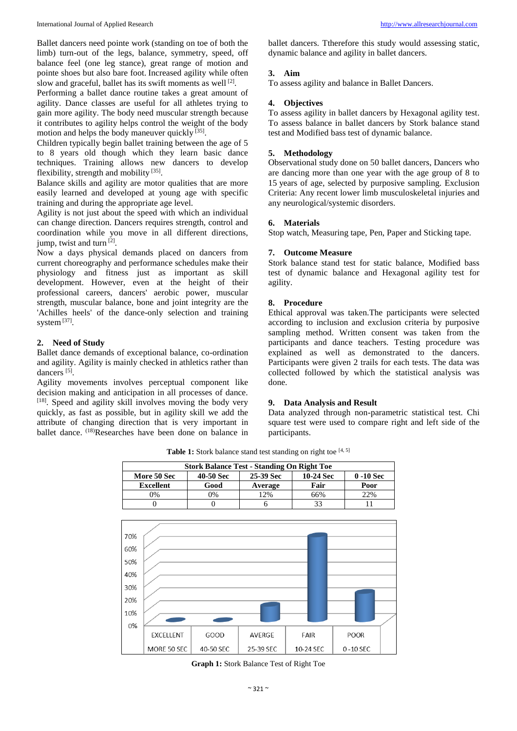Ballet dancers need pointe work (standing on toe of both the limb) turn-out of the legs, balance, symmetry, speed, off balance feel (one leg stance), great range of motion and pointe shoes but also bare foot. Increased agility while often slow and graceful, ballet has its swift moments as well [2].

Performing a ballet dance routine takes a great amount of agility. Dance classes are useful for all athletes trying to gain more agility. The body need muscular strength because it contributes to agility helps control the weight of the body motion and helps the body maneuver quickly [35].

Children typically begin ballet training between the age of 5 to 8 years old though which they learn basic dance techniques. Training allows new dancers to develop flexibility, strength and mobility [35].

Balance skills and agility are motor qualities that are more easily learned and developed at young age with specific training and during the appropriate age level.

Agility is not just about the speed with which an individual can change direction. Dancers requires strength, control and coordination while you move in all different directions, jump, twist and turn [2].

Now a days physical demands placed on dancers from current choreography and performance schedules make their physiology and fitness just as important as skill development. However, even at the height of their professional careers, dancers' aerobic power, muscular strength, muscular balance, bone and joint integrity are the 'Achilles heels' of the dance-only selection and training system [37].

## 2. Need of Study

Ballet dance demands of exceptional balance, co-ordination and agility. Agility is mainly checked in athletics rather than dancers [5].

Agility movements involves perceptual component like decision making and anticipation in all processes of dance. [18]. Speed and agility skill involves moving the body very quickly, as fast as possible, but in agility skill we add the attribute of changing direction that is very important in ballet dance. (18)Researches have been done on balance in ballet dancers. Ttherefore this study would assessing static, dynamic balance and agility in ballet dancers.

## 3. Aim

To assess agility and balance in Ballet Dancers.

## 4. Objectives

To assess agility in ballet dancers by Hexagonal agility test.
To assess balance in ballet dancers by Stork balance stand test and Modified bass test of dynamic balance.

## 5. Methodology

Observational study done on 50 ballet dancers, Dancers who are dancing more than one year with the age group of 8 to 15 years of age, selected by purposive sampling. Exclusion Criteria: Any recent lower limb musculoskeletal injuries and any neurological/systemic disorders.

## 6. Materials

Stop watch, Measuring tape, Pen, Paper and Sticking tape.

## 7. Outcome Measure

Stork balance stand test for static balance, Modified bass test of dynamic balance and Hexagonal agility test for agility.

## 8. Procedure

Ethical approval was taken.The participants were selected according to inclusion and exclusion criteria by purposive sampling method. Written consent was taken from the participants and dance teachers. Testing procedure was explained as well as demonstrated to the dancers. Participants were given 2 trails for each tests. The data was collected followed by which the statistical analysis was done.

## 9. Data Analysis and Result

Data analyzed through non-parametric statistical test. Chi square test were used to compare right and left side of the participants.

**Table 1:** Stork balance stand test standing on right toe [4, 5]

| Stork Balance Test - Standing On Right Toe | | | | |
|---|---|---|---|---|
| **More 50 Sec** | **40-50 Sec** | **25-39 Sec** | **10-24 Sec** | **0 -10 Sec** |
| **Excellent** | **Good** | **Average** | **Fair** | **Poor** |
| 0% | 0% | 12% | 66% | 22% |
| 0 | 0 | 6 | 33 | 11 |

**Graph 1:** Stork Balance Test of Right Toe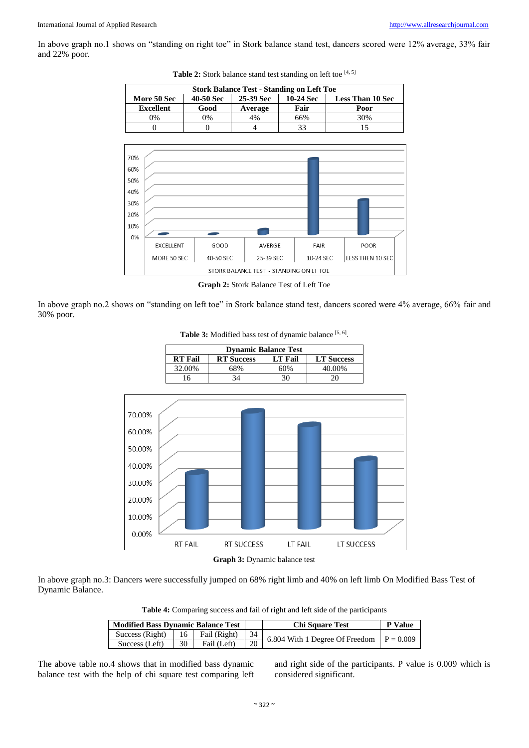In above graph no.1 shows on "standing on right toe" in Stork balance stand test, dancers scored were 12% average, 33% fair and 22% poor.

**Table 2:** Stork balance stand test standing on left toe [4, 5]

| Stork Balance Test - Standing on Left Toe | | | | |
|---|---|---|---|---|
| **More 50 Sec** | **40-50 Sec** | **25-39 Sec** | **10-24 Sec** | **Less Than 10 Sec** |
| **Excellent** | **Good** | **Average** | **Fair** | **Poor** |
| 0% | 0% | 4% | 66% | 30% |
| 0 | 0 | 4 | 33 | 15 |

**Graph 2:** Stork Balance Test of Left Toe

In above graph no.2 shows on "standing on left toe" in Stork balance stand test, dancers scored were 4% average, 66% fair and 30% poor.

**Table 3:** Modified bass test of dynamic balance [5, 6].

| Dynamic Balance Test | | | |
|---|---|---|---|
| **RT Fail** | **RT Success** | **LT Fail** | **LT Success** |
| 32.00% | 68% | 60% | 40.00% |
| 16 | 34 | 30 | 20 |

**Graph 3:** Dynamic balance test

In above graph no.3: Dancers were successfully jumped on 68% right limb and 40% on left limb On Modified Bass Test of Dynamic Balance.

**Table 4:** Comparing success and fail of right and left side of the participants

| Modified Bass Dynamic Balance Test | | | | Chi Square Test | P Value |
|---|---|---|---|---|---|
| Success (Right) | 16 | Fail (Right) | 34 | 6.804 With 1 Degree Of Freedom | P = 0.009 |
| Success (Left) | 30 | Fail (Left) | 20 | | |

The above table no.4 shows that in modified bass dynamic balance test with the help of chi square test comparing left and right side of the participants. P value is 0.009 which is considered significant.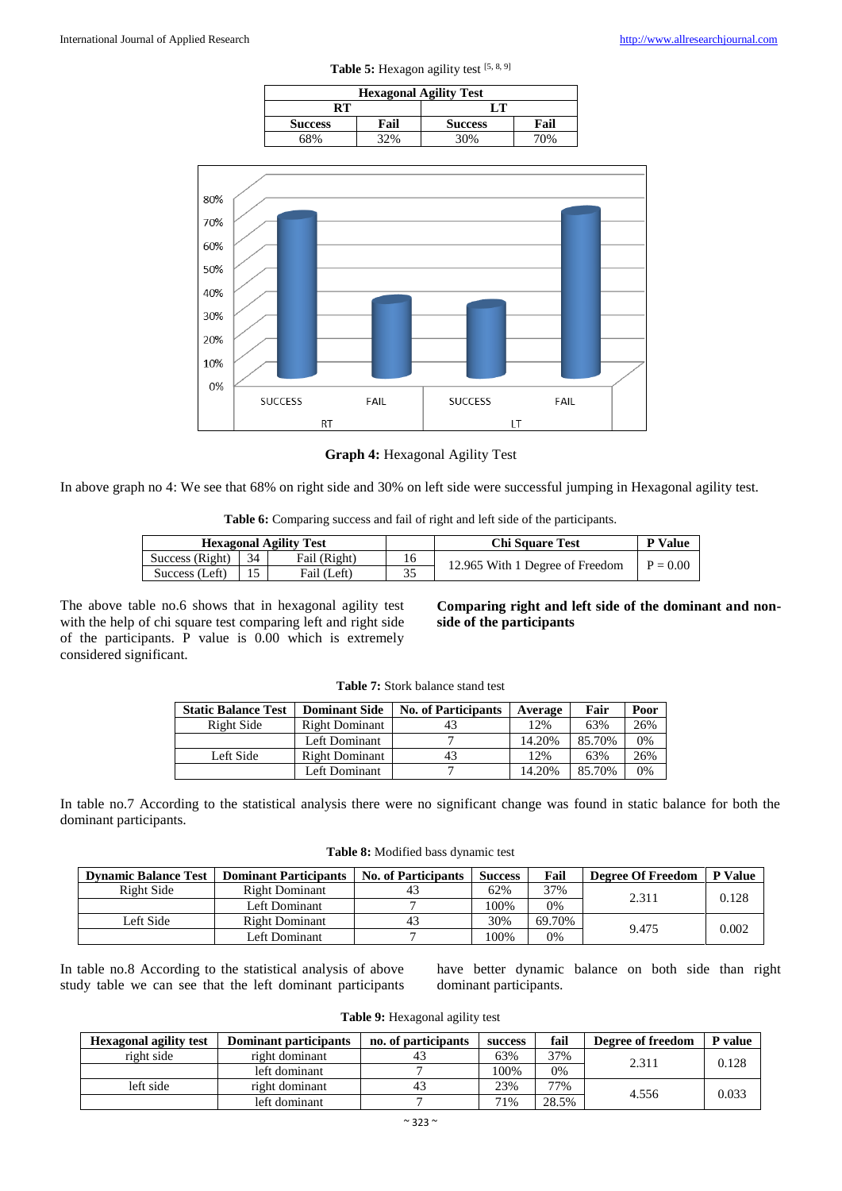**Table 5:** Hexagon agility test [5, 8, 9]

| Hexagonal Agility Test | | | |
|---|---|---|---|
| RT | | LT | |
| Success | Fail | Success | Fail |
| 68% | 32% | 30% | 70% |

**Graph 4:** Hexagonal Agility Test

In above graph no 4: We see that 68% on right side and 30% on left side were successful jumping in Hexagonal agility test.

**Table 6:** Comparing success and fail of right and left side of the participants.

| Hexagonal Agility Test | | | | Chi Square Test | P Value |
|---|---|---|---|---|---|
| Success (Right) | 34 | Fail (Right) | 16 | 12.965 With 1 Degree of Freedom | P = 0.00 |
| Success (Left) | 15 | Fail (Left) | 35 | | |

The above table no.6 shows that in hexagonal agility test with the help of chi square test comparing left and right side of the participants. P value is 0.00 which is extremely considered significant.

**Comparing right and left side of the dominant and non-side of the participants**

**Table 7:** Stork balance stand test

| Static Balance Test | Dominant Side | No. of Participants | Average | Fair | Poor |
|---|---|---|---|---|---|
| Right Side | Right Dominant | 43 | 12% | 63% | 26% |
| | Left Dominant | 7 | 14.20% | 85.70% | 0% |
| Left Side | Right Dominant | 43 | 12% | 63% | 26% |
| | Left Dominant | 7 | 14.20% | 85.70% | 0% |

In table no.7 According to the statistical analysis there were no significant change was found in static balance for both the dominant participants.

**Table 8:** Modified bass dynamic test

| Dynamic Balance Test | Dominant Participants | No. of Participants | Success | Fail | Degree Of Freedom | P Value |
|---|---|---|---|---|---|---|
| Right Side | Right Dominant | 43 | 62% | 37% | 2.311 | 0.128 |
| | Left Dominant | 7 | 100% | 0% | | |
| Left Side | Right Dominant | 43 | 30% | 69.70% | 9.475 | 0.002 |
| | Left Dominant | 7 | 100% | 0% | | |

In table no.8 According to the statistical analysis of above study table we can see that the left dominant participants have better dynamic balance on both side than right dominant participants.

**Table 9:** Hexagonal agility test

| Hexagonal agility test | Dominant participants | no. of participants | success | fail | Degree of freedom | P value |
|---|---|---|---|---|---|---|
| right side | right dominant | 43 | 63% | 37% | 2.311 | 0.128 |
| | left dominant | 7 | 100% | 0% | | |
| left side | right dominant | 43 | 23% | 77% | 4.556 | 0.033 |
| | left dominant | 7 | 71% | 28.5% | | |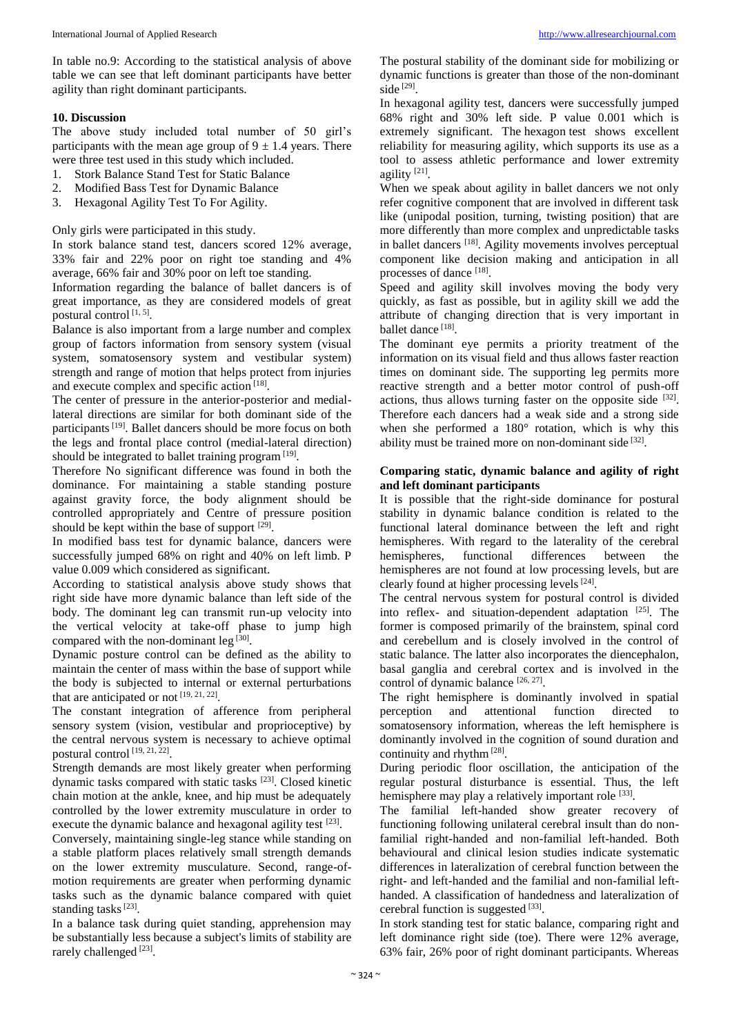In table no.9: According to the statistical analysis of above table we can see that left dominant participants have better agility than right dominant participants.

## 10. Discussion

The above study included total number of 50 girl's participants with the mean age group of $9 \pm 1.4$ years. There were three test used in this study which included.

1. Stork Balance Stand Test for Static Balance
2. Modified Bass Test for Dynamic Balance
3. Hexagonal Agility Test To For Agility.

Only girls were participated in this study.

In stork balance stand test, dancers scored 12% average, 33% fair and 22% poor on right toe standing and 4% average, 66% fair and 30% poor on left toe standing.

Information regarding the balance of ballet dancers is of great importance, as they are considered models of great postural control [1, 5].

Balance is also important from a large number and complex group of factors information from sensory system (visual system, somatosensory system and vestibular system) strength and range of motion that helps protect from injuries and execute complex and specific action [18].

The center of pressure in the anterior-posterior and medial-lateral directions are similar for both dominant side of the participants [19]. Ballet dancers should be more focus on both the legs and frontal place control (medial-lateral direction) should be integrated to ballet training program [19].

Therefore No significant difference was found in both the dominance. For maintaining a stable standing posture against gravity force, the body alignment should be controlled appropriately and Centre of pressure position should be kept within the base of support [29].

In modified bass test for dynamic balance, dancers were successfully jumped 68% on right and 40% on left limb. P value 0.009 which considered as significant.

According to statistical analysis above study shows that right side have more dynamic balance than left side of the body. The dominant leg can transmit run-up velocity into the vertical velocity at take-off phase to jump high compared with the non-dominant leg [30].

Dynamic posture control can be defined as the ability to maintain the center of mass within the base of support while the body is subjected to internal or external perturbations that are anticipated or not [19, 21, 22].

The constant integration of afference from peripheral sensory system (vision, vestibular and proprioceptive) by the central nervous system is necessary to achieve optimal postural control [19, 21, 22].

Strength demands are most likely greater when performing dynamic tasks compared with static tasks [23]. Closed kinetic chain motion at the ankle, knee, and hip must be adequately controlled by the lower extremity musculature in order to execute the dynamic balance and hexagonal agility test [23].

Conversely, maintaining single-leg stance while standing on a stable platform places relatively small strength demands on the lower extremity musculature. Second, range-of-motion requirements are greater when performing dynamic tasks such as the dynamic balance compared with quiet standing tasks [23].

In a balance task during quiet standing, apprehension may be substantially less because a subject's limits of stability are rarely challenged [23].

The postural stability of the dominant side for mobilizing or dynamic functions is greater than those of the non-dominant side [29].

In hexagonal agility test, dancers were successfully jumped 68% right and 30% left side. P value 0.001 which is extremely significant. The hexagon test shows excellent reliability for measuring agility, which supports its use as a tool to assess athletic performance and lower extremity agility [21].

When we speak about agility in ballet dancers we not only refer cognitive component that are involved in different task like (unipodal position, turning, twisting position) that are more differently than more complex and unpredictable tasks in ballet dancers [18]. Agility movements involves perceptual component like decision making and anticipation in all processes of dance [18].

Speed and agility skill involves moving the body very quickly, as fast as possible, but in agility skill we add the attribute of changing direction that is very important in ballet dance [18].

The dominant eye permits a priority treatment of the information on its visual field and thus allows faster reaction times on dominant side. The supporting leg permits more reactive strength and a better motor control of push-off actions, thus allows turning faster on the opposite side [32]. Therefore each dancers had a weak side and a strong side when she performed a 180° rotation, which is why this ability must be trained more on non-dominant side [32].

### Comparing static, dynamic balance and agility of right and left dominant participants

It is possible that the right-side dominance for postural stability in dynamic balance condition is related to the functional lateral dominance between the left and right hemispheres. With regard to the laterality of the cerebral hemispheres, functional differences between the hemispheres are not found at low processing levels, but are clearly found at higher processing levels [24].

The central nervous system for postural control is divided into reflex- and situation-dependent adaptation [25]. The former is composed primarily of the brainstem, spinal cord and cerebellum and is closely involved in the control of static balance. The latter also incorporates the diencephalon, basal ganglia and cerebral cortex and is involved in the control of dynamic balance [26, 27].

The right hemisphere is dominantly involved in spatial perception and attentional function directed to somatosensory information, whereas the left hemisphere is dominantly involved in the cognition of sound duration and continuity and rhythm [28].

During periodic floor oscillation, the anticipation of the regular postural disturbance is essential. Thus, the left hemisphere may play a relatively important role [33].

The familial left-handed show greater recovery of functioning following unilateral cerebral insult than do non-familial right-handed and non-familial left-handed. Both behavioural and clinical lesion studies indicate systematic differences in lateralization of cerebral function between the right- and left-handed and the familial and non-familial left-handed. A classification of handedness and lateralization of cerebral function is suggested [33].

In stork standing test for static balance, comparing right and left dominance right side (toe). There were 12% average, 63% fair, 26% poor of right dominant participants. Whereas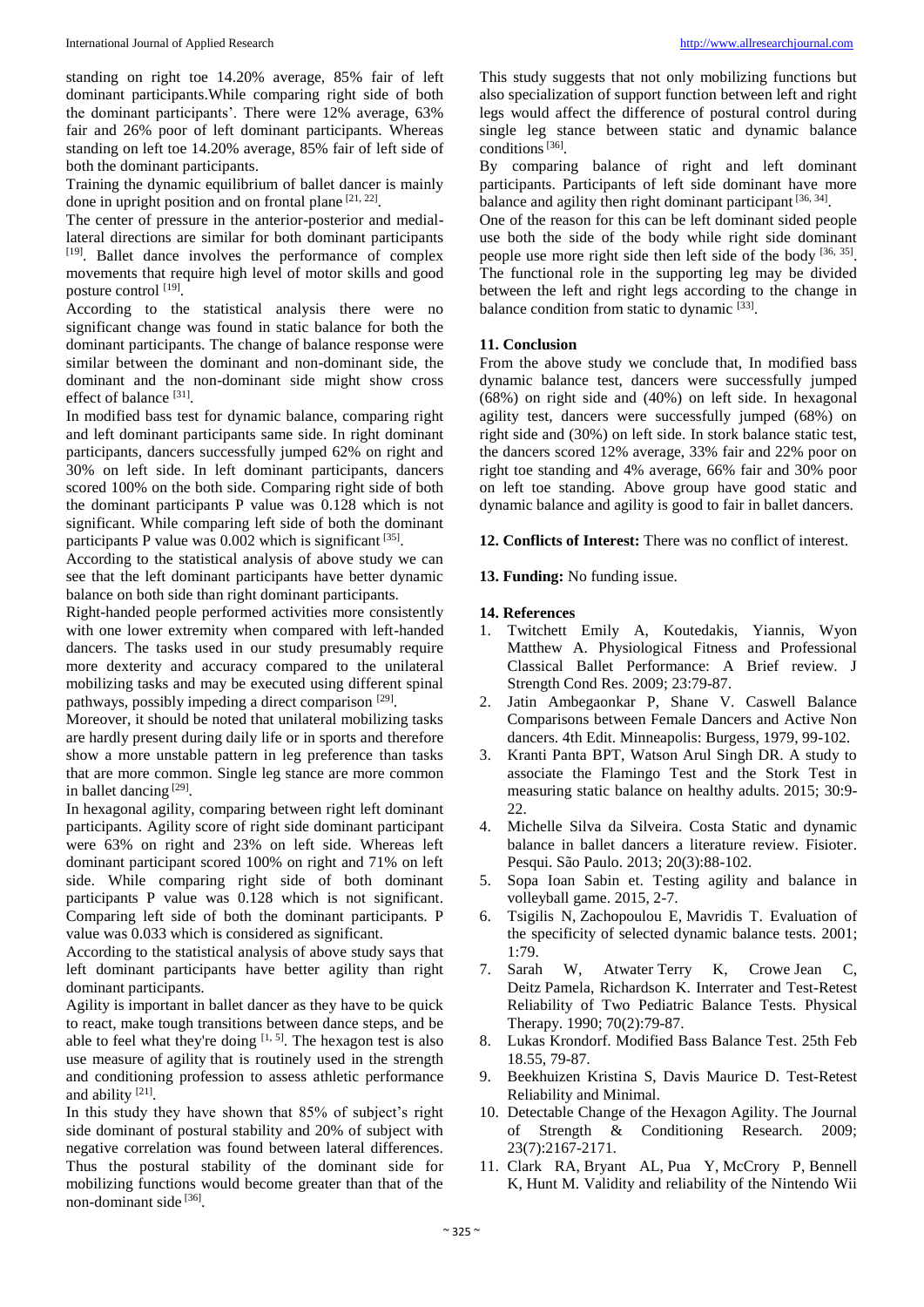standing on right toe 14.20% average, 85% fair of left dominant participants.While comparing right side of both the dominant participants'. There were 12% average, 63% fair and 26% poor of left dominant participants. Whereas standing on left toe 14.20% average, 85% fair of left side of both the dominant participants.

Training the dynamic equilibrium of ballet dancer is mainly done in upright position and on frontal plane [21, 22].

The center of pressure in the anterior-posterior and medial-lateral directions are similar for both dominant participants [19]. Ballet dance involves the performance of complex movements that require high level of motor skills and good posture control [19].

According to the statistical analysis there were no significant change was found in static balance for both the dominant participants. The change of balance response were similar between the dominant and non-dominant side, the dominant and the non-dominant side might show cross effect of balance [31].

In modified bass test for dynamic balance, comparing right and left dominant participants same side. In right dominant participants, dancers successfully jumped 62% on right and 30% on left side. In left dominant participants, dancers scored 100% on the both side. Comparing right side of both the dominant participants P value was 0.128 which is not significant. While comparing left side of both the dominant participants P value was 0.002 which is significant [35].

According to the statistical analysis of above study we can see that the left dominant participants have better dynamic balance on both side than right dominant participants.

Right-handed people performed activities more consistently with one lower extremity when compared with left-handed dancers. The tasks used in our study presumably require more dexterity and accuracy compared to the unilateral mobilizing tasks and may be executed using different spinal pathways, possibly impeding a direct comparison [29].

Moreover, it should be noted that unilateral mobilizing tasks are hardly present during daily life or in sports and therefore show a more unstable pattern in leg preference than tasks that are more common. Single leg stance are more common in ballet dancing [29].

In hexagonal agility, comparing between right left dominant participants. Agility score of right side dominant participant were 63% on right and 23% on left side. Whereas left dominant participant scored 100% on right and 71% on left side. While comparing right side of both dominant participants P value was 0.128 which is not significant. Comparing left side of both the dominant participants. P value was 0.033 which is considered as significant.

According to the statistical analysis of above study says that left dominant participants have better agility than right dominant participants.

Agility is important in ballet dancer as they have to be quick to react, make tough transitions between dance steps, and be able to feel what they're doing [1, 5]. The hexagon test is also use measure of agility that is routinely used in the strength and conditioning profession to assess athletic performance and ability [21].

In this study they have shown that 85% of subject's right side dominant of postural stability and 20% of subject with negative correlation was found between lateral differences. Thus the postural stability of the dominant side for mobilizing functions would become greater than that of the non-dominant side [36].

This study suggests that not only mobilizing functions but also specialization of support function between left and right legs would affect the difference of postural control during single leg stance between static and dynamic balance conditions [36].

By comparing balance of right and left dominant participants. Participants of left side dominant have more balance and agility then right dominant participant [36, 34].

One of the reason for this can be left dominant sided people use both the side of the body while right side dominant people use more right side then left side of the body [36, 35]. The functional role in the supporting leg may be divided between the left and right legs according to the change in balance condition from static to dynamic [33].

## 11. Conclusion

From the above study we conclude that, In modified bass dynamic balance test, dancers were successfully jumped (68%) on right side and (40%) on left side. In hexagonal agility test, dancers were successfully jumped (68%) on right side and (30%) on left side. In stork balance static test, the dancers scored 12% average, 33% fair and 22% poor on right toe standing and 4% average, 66% fair and 30% poor on left toe standing. Above group have good static and dynamic balance and agility is good to fair in ballet dancers.

**12. Conflicts of Interest:** There was no conflict of interest.

**13. Funding:** No funding issue.

## 14. References

1. Twitchett Emily A, Koutedakis, Yiannis, Wyon Matthew A. Physiological Fitness and Professional Classical Ballet Performance: A Brief review. J Strength Cond Res. 2009; 23:79-87.
2. Jatin Ambegaonkar P, Shane V. Caswell Balance Comparisons between Female Dancers and Active Non dancers. 4th Edit. Minneapolis: Burgess, 1979, 99-102.
3. Kranti Panta BPT, Watson Arul Singh DR. A study to associate the Flamingo Test and the Stork Test in measuring static balance on healthy adults. 2015; 30:9-22.
4. Michelle Silva da Silveira. Costa Static and dynamic balance in ballet dancers a literature review. Fisioter. Pesqui. São Paulo. 2013; 20(3):88-102.
5. Sopa Ioan Sabin et. Testing agility and balance in volleyball game. 2015, 2-7.
6. Tsigilis N, Zachopoulou E, Mavridis T. Evaluation of the specificity of selected dynamic balance tests. 2001; 1:79.
7. Sarah W, Atwater Terry K, Crowe Jean C, Deitz Pamela, Richardson K. Interrater and Test-Retest Reliability of Two Pediatric Balance Tests. Physical Therapy. 1990; 70(2):79-87.
8. Lukas Krondorf. Modified Bass Balance Test. 25th Feb 18.55, 79-87.
9. Beekhuizen Kristina S, Davis Maurice D. Test-Retest Reliability and Minimal.
10. Detectable Change of the Hexagon Agility. The Journal of Strength & Conditioning Research. 2009; 23(7):2167-2171.
11. Clark RA, Bryant AL, Pua Y, McCrory P, Bennell K, Hunt M. Validity and reliability of the Nintendo Wii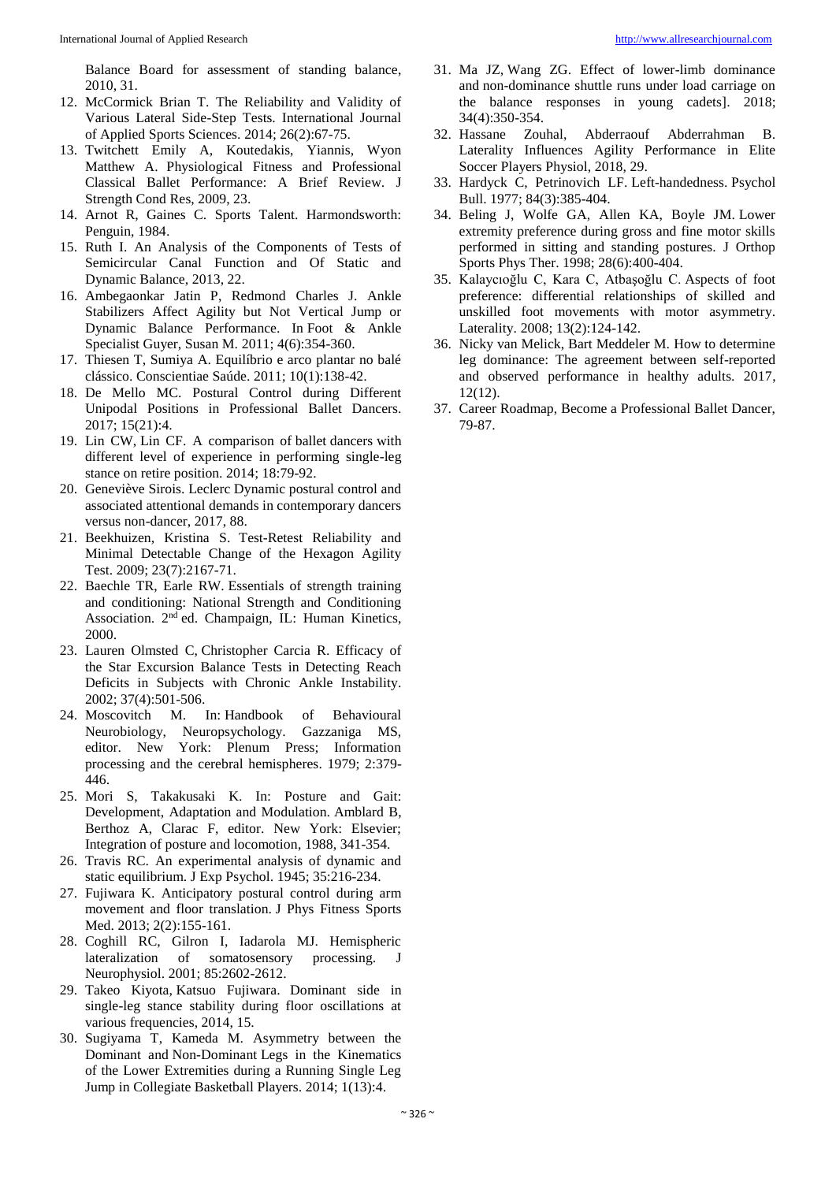Balance Board for assessment of standing balance, 2010, 31.

12. McCormick Brian T. The Reliability and Validity of Various Lateral Side-Step Tests. International Journal of Applied Sports Sciences. 2014; 26(2):67-75.
13. Twitchett Emily A, Koutedakis, Yiannis, Wyon Matthew A. Physiological Fitness and Professional Classical Ballet Performance: A Brief Review. J Strength Cond Res, 2009, 23.
14. Arnot R, Gaines C. Sports Talent. Harmondsworth: Penguin, 1984.
15. Ruth I. An Analysis of the Components of Tests of Semicircular Canal Function and Of Static and Dynamic Balance, 2013, 22.
16. Ambegaonkar Jatin P, Redmond Charles J. Ankle Stabilizers Affect Agility but Not Vertical Jump or Dynamic Balance Performance. In Foot & Ankle Specialist Guyer, Susan M. 2011; 4(6):354-360.
17. Thiesen T, Sumiya A. Equilíbrio e arco plantar no balé clássico. Conscientiae Saúde. 2011; 10(1):138-42.
18. De Mello MC. Postural Control during Different Unipodal Positions in Professional Ballet Dancers. 2017; 15(21):4.
19. Lin CW, Lin CF. A comparison of ballet dancers with different level of experience in performing single-leg stance on retire position. 2014; 18:79-92.
20. Geneviève Sirois. Leclerc Dynamic postural control and associated attentional demands in contemporary dancers versus non-dancer, 2017, 88.
21. Beekhuizen, Kristina S. Test-Retest Reliability and Minimal Detectable Change of the Hexagon Agility Test. 2009; 23(7):2167-71.
22. Baechle TR, Earle RW. Essentials of strength training and conditioning: National Strength and Conditioning Association. 2nd ed. Champaign, IL: Human Kinetics, 2000.
23. Lauren Olmsted C, Christopher Carcia R. Efficacy of the Star Excursion Balance Tests in Detecting Reach Deficits in Subjects with Chronic Ankle Instability. 2002; 37(4):501-506.
24. Moscovitch M. In: Handbook of Behavioural Neurobiology, Neuropsychology. Gazzaniga MS, editor. New York: Plenum Press; Information processing and the cerebral hemispheres. 1979; 2:379-446.
25. Mori S, Takakusaki K. In: Posture and Gait: Development, Adaptation and Modulation. Amblard B, Berthoz A, Clarac F, editor. New York: Elsevier; Integration of posture and locomotion, 1988, 341-354.
26. Travis RC. An experimental analysis of dynamic and static equilibrium. J Exp Psychol. 1945; 35:216-234.
27. Fujiwara K. Anticipatory postural control during arm movement and floor translation. J Phys Fitness Sports Med. 2013; 2(2):155-161.
28. Coghill RC, Gilron I, Iadarola MJ. Hemispheric lateralization of somatosensory processing. J Neurophysiol. 2001; 85:2602-2612.
29. Takeo Kiyota, Katsuo Fujiwara. Dominant side in single-leg stance stability during floor oscillations at various frequencies, 2014, 15.
30. Sugiyama T, Kameda M. Asymmetry between the Dominant and Non-Dominant Legs in the Kinematics of the Lower Extremities during a Running Single Leg Jump in Collegiate Basketball Players. 2014; 1(13):4.
31. Ma JZ, Wang ZG. Effect of lower-limb dominance and non-dominance shuttle runs under load carriage on the balance responses in young cadets]. 2018; 34(4):350-354.
32. Hassane Zouhal, Abderraouf Abderrahman B. Laterality Influences Agility Performance in Elite Soccer Players Physiol, 2018, 29.
33. Hardyck C, Petrinovich LF. Left-handedness. Psychol Bull. 1977; 84(3):385-404.
34. Beling J, Wolfe GA, Allen KA, Boyle JM. Lower extremity preference during gross and fine motor skills performed in sitting and standing postures. J Orthop Sports Phys Ther. 1998; 28(6):400-404.
35. Kalaycıoğlu C, Kara C, Atbaşoğlu C. Aspects of foot preference: differential relationships of skilled and unskilled foot movements with motor asymmetry. Laterality. 2008; 13(2):124-142.
36. Nicky van Melick, Bart Meddeler M. How to determine leg dominance: The agreement between self-reported and observed performance in healthy adults. 2017, 12(12).
37. Career Roadmap, Become a Professional Ballet Dancer, 79-87.